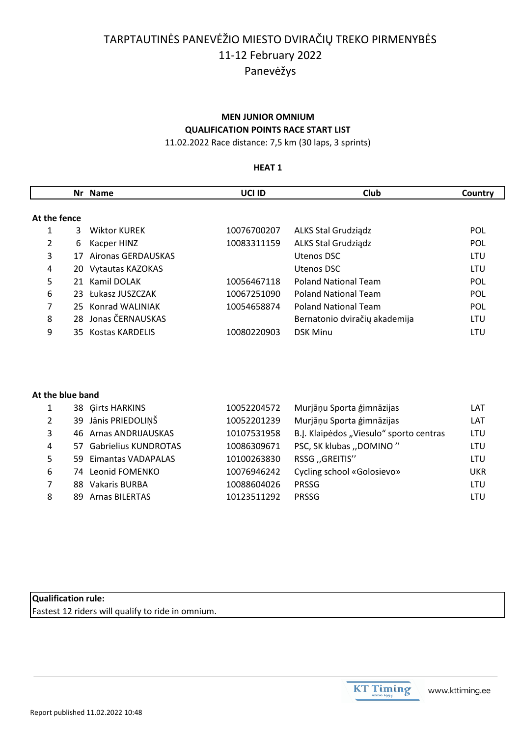# TARPTAUTINĖS PANEVĖŽIO MIESTO DVIRAČIŲ TREKO PIRMENYBĖS

11-12 February 2022

Panevėžys

**MEN JUNIOR OMNIUM**

**QUALIFICATION POINTS RACE START LIST**

11.02.2022 Race distance: 7,5 km (30 laps, 3 sprints)

**HEAT 1**

| | Nr | Name | UCI ID | Club | Country |
|---|---|---|---|---|---|
| **At the fence** | | | | | |
| 1 | 3 | Wiktor KUREK | 10076700207 | ALKS Stal Grudziądz | POL |
| 2 | 6 | Kacper HINZ | 10083311159 | ALKS Stal Grudziądz | POL |
| 3 | 17 | Aironas GERDAUSKAS | | Utenos DSC | LTU |
| 4 | 20 | Vytautas KAZOKAS | | Utenos DSC | LTU |
| 5 | 21 | Kamil DOLAK | 10056467118 | Poland National Team | POL |
| 6 | 23 | Łukasz JUSZCZAK | 10067251090 | Poland National Team | POL |
| 7 | 25 | Konrad WALINIAK | 10054658874 | Poland National Team | POL |
| 8 | 28 | Jonas ČERNAUSKAS | | Bernatonio dviračių akademija | LTU |
| 9 | 35 | Kostas KARDELIS | 10080220903 | DSK Minu | LTU |
| **At the blue band** | | | | | |
| 1 | 38 | Ģirts HARKINS | 10052204572 | Murjāņu Sporta ģimnāzijas | LAT |
| 2 | 39 | Jānis PRIEDOLIŅŠ | 10052201239 | Murjāņu Sporta ģimnāzijas | LAT |
| 3 | 46 | Arnas ANDRIJAUSKAS | 10107531958 | B.Į. Klaipėdos „Viesulo“ sporto centras | LTU |
| 4 | 57 | Gabrielius KUNDROTAS | 10086309671 | PSC, SK klubas ,,DOMINO '' | LTU |
| 5 | 59 | Eimantas VADAPALAS | 10100263830 | RSSG ,,GREITIS'' | LTU |
| 6 | 74 | Leonid FOMENKO | 10076946242 | Cycling school «Golosievo» | UKR |
| 7 | 88 | Vakaris BURBA | 10088604026 | PRSSG | LTU |
| 8 | 89 | Arnas BILERTAS | 10123511292 | PRSSG | LTU |

**Qualification rule:**
Fastest 12 riders will qualify to ride in omnium.

Report published 11.02.2022 10:48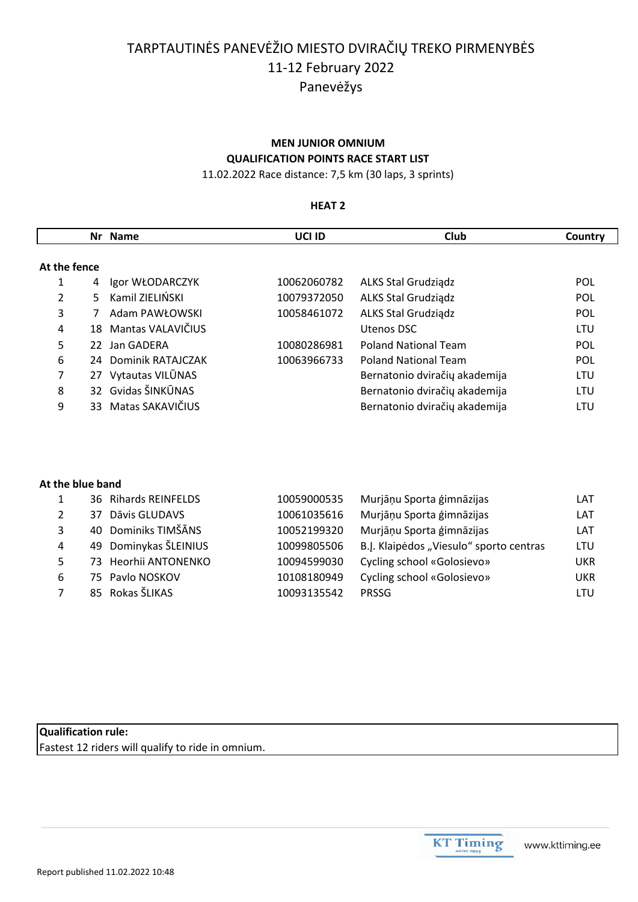# TARPTAUTINĖS PANEVĖŽIO MIESTO DVIRAČIŲ TREKO PIRMENYBĖS

11-12 February 2022

Panevėžys

**MEN JUNIOR OMNIUM**

**QUALIFICATION POINTS RACE START LIST**

11.02.2022 Race distance: 7,5 km (30 laps, 3 sprints)

**HEAT 2**

| | Nr | Name | UCI ID | Club | Country |
|---|---|---|---|---|---|
| **At the fence** | | | | | |
| 1 | 4 | Igor WŁODARCZYK | 10062060782 | ALKS Stal Grudziądz | POL |
| 2 | 5 | Kamil ZIELIŃSKI | 10079372050 | ALKS Stal Grudziądz | POL |
| 3 | 7 | Adam PAWŁOWSKI | 10058461072 | ALKS Stal Grudziądz | POL |
| 4 | 18 | Mantas VALAVIČIUS | | Utenos DSC | LTU |
| 5 | 22 | Jan GADERA | 10080286981 | Poland National Team | POL |
| 6 | 24 | Dominik RATAJCZAK | 10063966733 | Poland National Team | POL |
| 7 | 27 | Vytautas VILŪNAS | | Bernatonio dviračių akademija | LTU |
| 8 | 32 | Gvidas ŠINKŪNAS | | Bernatonio dviračių akademija | LTU |
| 9 | 33 | Matas SAKAVIČIUS | | Bernatonio dviračių akademija | LTU |
| **At the blue band** | | | | | |
| 1 | 36 | Rihards REINFELDS | 10059000535 | Murjāņu Sporta ģimnāzijas | LAT |
| 2 | 37 | Dāvis GLUDAVS | 10061035616 | Murjāņu Sporta ģimnāzijas | LAT |
| 3 | 40 | Dominiks TIMŠĀNS | 10052199320 | Murjāņu Sporta ģimnāzijas | LAT |
| 4 | 49 | Dominykas ŠLEINIUS | 10099805506 | B.Į. Klaipėdos „Viesulo“ sporto centras | LTU |
| 5 | 73 | Heorhii ANTONENKO | 10094599030 | Cycling school «Golosievo» | UKR |
| 6 | 75 | Pavlo NOSKOV | 10108180949 | Cycling school «Golosievo» | UKR |
| 7 | 85 | Rokas ŠLIKAS | 10093135542 | PRSSG | LTU |

**Qualification rule:**
Fastest 12 riders will qualify to ride in omnium.

www.kttiming.ee

Report published 11.02.2022 10:48